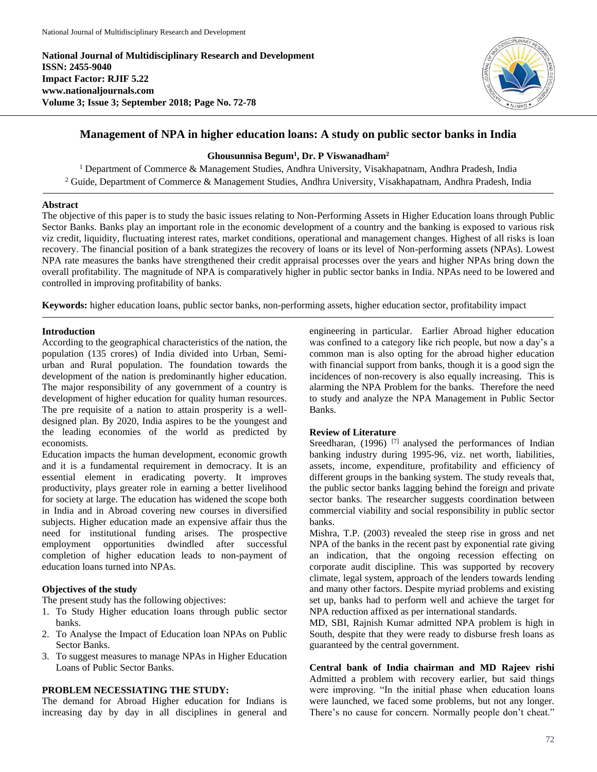National Journal of Multidisciplinary Research and Development
ISSN: 2455-9040
Impact Factor: RJIF 5.22
www.nationaljournals.com

# Management of NPA in higher education loans: A study on public sector banks in India

**Ghousunnisa Begum[1], Dr. P Viswanadham[2]**

[1] Department of Commerce & Management Studies, Andhra University, Visakhapatnam, Andhra Pradesh, India
[2] Guide, Department of Commerce & Management Studies, Andhra University, Visakhapatnam, Andhra Pradesh, India

## Abstract

The objective of this paper is to study the basic issues relating to Non-Performing Assets in Higher Education loans through Public Sector Banks. Banks play an important role in the economic development of a country and the banking is exposed to various risk viz credit, liquidity, fluctuating interest rates, market conditions, operational and management changes. Highest of all risks is loan recovery. The financial position of a bank strategizes the recovery of loans or its level of Non-performing assets (NPAs). Lowest NPA rate measures the banks have strengthened their credit appraisal processes over the years and higher NPAs bring down the overall profitability. The magnitude of NPA is comparatively higher in public sector banks in India. NPAs need to be lowered and controlled in improving profitability of banks.

**Keywords:** higher education loans, public sector banks, non-performing assets, higher education sector, profitability impact

## Introduction

According to the geographical characteristics of the nation, the population (135 crores) of India divided into Urban, Semi-urban and Rural population. The foundation towards the development of the nation is predominantly higher education. The major responsibility of any government of a country is development of higher education for quality human resources. The pre requisite of a nation to attain prosperity is a well-designed plan. By 2020, India aspires to be the youngest and the leading economies of the world as predicted by economists.

Education impacts the human development, economic growth and it is a fundamental requirement in democracy. It is an essential element in eradicating poverty. It improves productivity, plays greater role in earning a better livelihood for society at large. The education has widened the scope both in India and in Abroad covering new courses in diversified subjects. Higher education made an expensive affair thus the need for institutional funding arises. The prospective employment opportunities dwindled after successful completion of higher education leads to non-payment of education loans turned into NPAs.

## Objectives of the study

The present study has the following objectives:

1. To Study Higher education loans through public sector banks.
2. To Analyse the Impact of Education loan NPAs on Public Sector Banks.
3. To suggest measures to manage NPAs in Higher Education Loans of Public Sector Banks.

## PROBLEM NECESSIATING THE STUDY:

The demand for Abroad Higher education for Indians is increasing day by day in all disciplines in general and engineering in particular. Earlier Abroad higher education was confined to a category like rich people, but now a day's a common man is also opting for the abroad higher education with financial support from banks, though it is a good sign the incidences of non-recovery is also equally increasing. This is alarming the NPA Problem for the banks. Therefore the need to study and analyze the NPA Management in Public Sector Banks.

## Review of Literature

Sreedharan, (1996) [7] analysed the performances of Indian banking industry during 1995-96, viz. net worth, liabilities, assets, income, expenditure, profitability and efficiency of different groups in the banking system. The study reveals that, the public sector banks lagging behind the foreign and private sector banks. The researcher suggests coordination between commercial viability and social responsibility in public sector banks.

Mishra, T.P. (2003) revealed the steep rise in gross and net NPA of the banks in the recent past by exponential rate giving an indication, that the ongoing recession effecting on corporate audit discipline. This was supported by recovery climate, legal system, approach of the lenders towards lending and many other factors. Despite myriad problems and existing set up, banks had to perform well and achieve the target for NPA reduction affixed as per international standards.

MD, SBI, Rajnish Kumar admitted NPA problem is high in South, despite that they were ready to disburse fresh loans as guaranteed by the central government.

**Central bank of India chairman and MD Rajeev rishi** Admitted a problem with recovery earlier, but said things were improving. "In the initial phase when education loans were launched, we faced some problems, but not any longer. There's no cause for concern. Normally people don't cheat."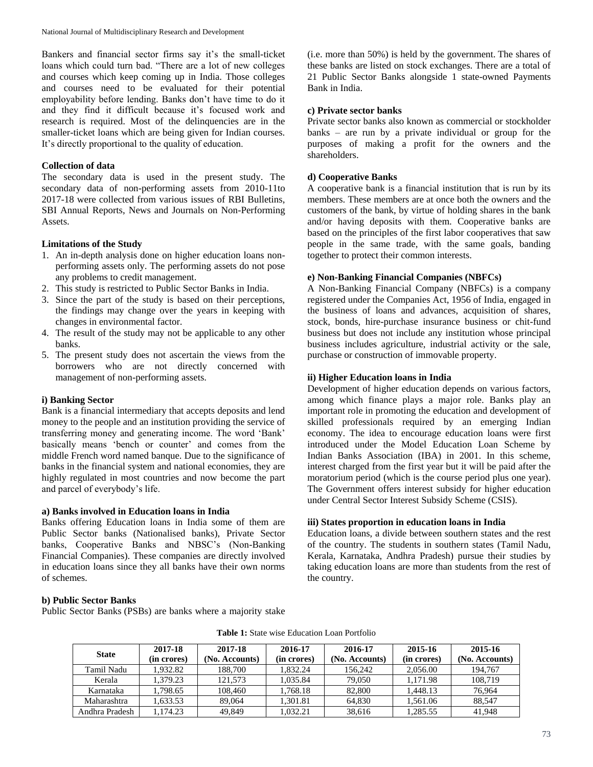Bankers and financial sector firms say it's the small-ticket loans which could turn bad. "There are a lot of new colleges and courses which keep coming up in India. Those colleges and courses need to be evaluated for their potential employability before lending. Banks don't have time to do it and they find it difficult because it's focused work and research is required. Most of the delinquencies are in the smaller-ticket loans which are being given for Indian courses. It's directly proportional to the quality of education.

**Collection of data**

The secondary data is used in the present study. The secondary data of non-performing assets from 2010-11to 2017-18 were collected from various issues of RBI Bulletins, SBI Annual Reports, News and Journals on Non-Performing Assets.

**Limitations of the Study**

1. An in-depth analysis done on higher education loans non-performing assets only. The performing assets do not pose any problems to credit management.
2. This study is restricted to Public Sector Banks in India.
3. Since the part of the study is based on their perceptions, the findings may change over the years in keeping with changes in environmental factor.
4. The result of the study may not be applicable to any other banks.
5. The present study does not ascertain the views from the borrowers who are not directly concerned with management of non-performing assets.

**i) Banking Sector**

Bank is a financial intermediary that accepts deposits and lend money to the people and an institution providing the service of transferring money and generating income. The word 'Bank' basically means 'bench or counter' and comes from the middle French word named banque. Due to the significance of banks in the financial system and national economies, they are highly regulated in most countries and now become the part and parcel of everybody's life.

**a) Banks involved in Education loans in India**

Banks offering Education loans in India some of them are Public Sector banks (Nationalised banks), Private Sector banks, Cooperative Banks and NBSC's (Non-Banking Financial Companies). These companies are directly involved in education loans since they all banks have their own norms of schemes.

**b) Public Sector Banks**

Public Sector Banks (PSBs) are banks where a majority stake (i.e. more than 50%) is held by the government. The shares of these banks are listed on stock exchanges. There are a total of 21 Public Sector Banks alongside 1 state-owned Payments Bank in India.

**c) Private sector banks**

Private sector banks also known as commercial or stockholder banks – are run by a private individual or group for the purposes of making a profit for the owners and the shareholders.

**d) Cooperative Banks**

A cooperative bank is a financial institution that is run by its members. These members are at once both the owners and the customers of the bank, by virtue of holding shares in the bank and/or having deposits with them. Cooperative banks are based on the principles of the first labor cooperatives that saw people in the same trade, with the same goals, banding together to protect their common interests.

**e) Non-Banking Financial Companies (NBFCs)**

A Non-Banking Financial Company (NBFCs) is a company registered under the Companies Act, 1956 of India, engaged in the business of loans and advances, acquisition of shares, stock, bonds, hire-purchase insurance business or chit-fund business but does not include any institution whose principal business includes agriculture, industrial activity or the sale, purchase or construction of immovable property.

**ii) Higher Education loans in India**

Development of higher education depends on various factors, among which finance plays a major role. Banks play an important role in promoting the education and development of skilled professionals required by an emerging Indian economy. The idea to encourage education loans were first introduced under the Model Education Loan Scheme by Indian Banks Association (IBA) in 2001. In this scheme, interest charged from the first year but it will be paid after the moratorium period (which is the course period plus one year). The Government offers interest subsidy for higher education under Central Sector Interest Subsidy Scheme (CSIS).

**iii) States proportion in education loans in India**

Education loans, a divide between southern states and the rest of the country. The students in southern states (Tamil Nadu, Kerala, Karnataka, Andhra Pradesh) pursue their studies by taking education loans are more than students from the rest of the country.

**Table 1:** State wise Education Loan Portfolio

| State | 2017-18 (in crores) | 2017-18 (No. Accounts) | 2016-17 (in crores) | 2016-17 (No. Accounts) | 2015-16 (in crores) | 2015-16 (No. Accounts) |
|---|---|---|---|---|---|---|
| Tamil Nadu | 1,932.82 | 188,700 | 1,832.24 | 156,242 | 2,056.00 | 194,767 |
| Kerala | 1,379.23 | 121,573 | 1,035.84 | 79,050 | 1,171.98 | 108,719 |
| Karnataka | 1,798.65 | 108,460 | 1,768.18 | 82,800 | 1,448.13 | 76,964 |
| Maharashtra | 1,633.53 | 89,064 | 1,301.81 | 64,830 | 1,561.06 | 88,547 |
| Andhra Pradesh | 1,174.23 | 49,849 | 1,032.21 | 38,616 | 1,285.55 | 41,948 |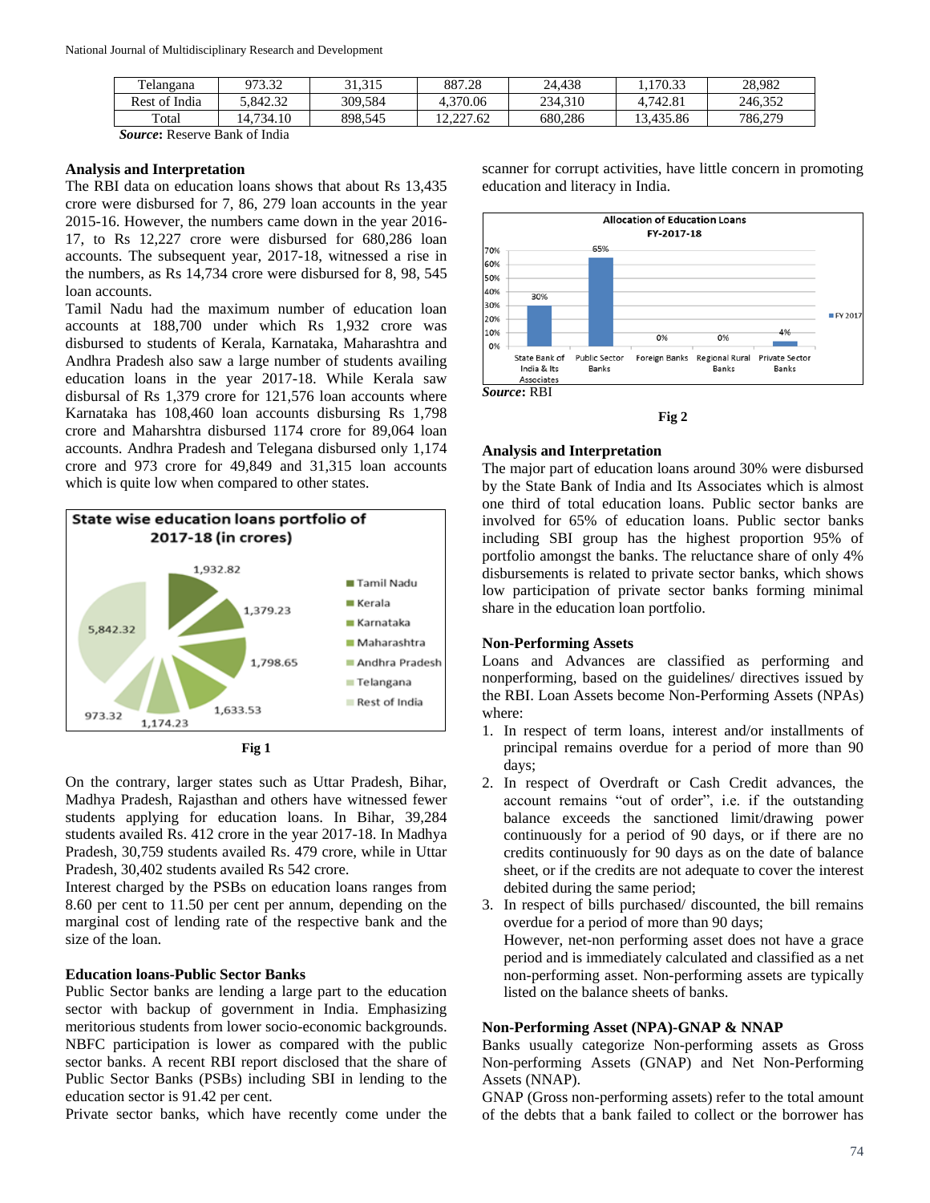| Telangana | 973.32 | 31,315 | 887.28 | 24,438 | 1,170.33 | 28,982 |
|---|---|---|---|---|---|---|
| Rest of India | 5,842.32 | 309,584 | 4,370.06 | 234,310 | 4,742.81 | 246,352 |
| Total | 14,734.10 | 898,545 | 12,227.62 | 680,286 | 13,435.86 | 786,279 |

***Source*****:** Reserve Bank of India

### Analysis and Interpretation

The RBI data on education loans shows that about Rs 13,435 crore were disbursed for 7, 86, 279 loan accounts in the year 2015-16. However, the numbers came down in the year 2016-17, to Rs 12,227 crore were disbursed for 680,286 loan accounts. The subsequent year, 2017-18, witnessed a rise in the numbers, as Rs 14,734 crore were disbursed for 8, 98, 545 loan accounts.

Tamil Nadu had the maximum number of education loan accounts at 188,700 under which Rs 1,932 crore was disbursed to students of Kerala, Karnataka, Maharashtra and Andhra Pradesh also saw a large number of students availing education loans in the year 2017-18. While Kerala saw disbursal of Rs 1,379 crore for 121,576 loan accounts where Karnataka has 108,460 loan accounts disbursing Rs 1,798 crore and Maharshtra disbursed 1174 crore for 89,064 loan accounts. Andhra Pradesh and Telegana disbursed only 1,174 crore and 973 crore for 49,849 and 31,315 loan accounts which is quite low when compared to other states.

**State wise education loans portfolio of 2017-18 (in crores)**

| State | Amount (in crores) |
|---|---|
| Tamil Nadu | 1,932.82 |
| Kerala | 1,379.23 |
| Karnataka | 1,798.65 |
| Maharashtra | 1,633.53 |
| Andhra Pradesh | 1,174.23 |
| Telangana | 973.32 |
| Rest of India | 5,842.32 |

**Fig 1**

On the contrary, larger states such as Uttar Pradesh, Bihar, Madhya Pradesh, Rajasthan and others have witnessed fewer students applying for education loans. In Bihar, 39,284 students availed Rs. 412 crore in the year 2017-18. In Madhya Pradesh, 30,759 students availed Rs. 479 crore, while in Uttar Pradesh, 30,402 students availed Rs 542 crore.

Interest charged by the PSBs on education loans ranges from 8.60 per cent to 11.50 per cent per annum, depending on the marginal cost of lending rate of the respective bank and the size of the loan.

### Education loans-Public Sector Banks

Public Sector banks are lending a large part to the education sector with backup of government in India. Emphasizing meritorious students from lower socio-economic backgrounds. NBFC participation is lower as compared with the public sector banks. A recent RBI report disclosed that the share of Public Sector Banks (PSBs) including SBI in lending to the education sector is 91.42 per cent.

Private sector banks, which have recently come under the scanner for corrupt activities, have little concern in promoting education and literacy in India.

**Allocation of Education Loans FY-2017-18**

| Bank | FY 2017 |
|---|---|
| State Bank of India & Its Associates | 30% |
| Public Sector Banks | 65% |
| Foreign Banks | 0% |
| Regional Rural Banks | 0% |
| Private Sector Banks | 4% |

***Source*****:** RBI

**Fig 2**

### Analysis and Interpretation

The major part of education loans around 30% were disbursed by the State Bank of India and Its Associates which is almost one third of total education loans. Public sector banks are involved for 65% of education loans. Public sector banks including SBI group has the highest proportion 95% of portfolio amongst the banks. The reluctance share of only 4% disbursements is related to private sector banks, which shows low participation of private sector banks forming minimal share in the education loan portfolio.

### Non-Performing Assets

Loans and Advances are classified as performing and nonperforming, based on the guidelines/ directives issued by the RBI. Loan Assets become Non-Performing Assets (NPAs) where:

1. In respect of term loans, interest and/or installments of principal remains overdue for a period of more than 90 days;
2. In respect of Overdraft or Cash Credit advances, the account remains "out of order", i.e. if the outstanding balance exceeds the sanctioned limit/drawing power continuously for a period of 90 days, or if there are no credits continuously for 90 days as on the date of balance sheet, or if the credits are not adequate to cover the interest debited during the same period;
3. In respect of bills purchased/ discounted, the bill remains overdue for a period of more than 90 days;
   However, net-non performing asset does not have a grace period and is immediately calculated and classified as a net non-performing asset. Non-performing assets are typically listed on the balance sheets of banks.

### Non-Performing Asset (NPA)-GNAP & NNAP

Banks usually categorize Non-performing assets as Gross Non-performing Assets (GNAP) and Net Non-Performing Assets (NNAP).

GNAP (Gross non-performing assets) refer to the total amount of the debts that a bank failed to collect or the borrower has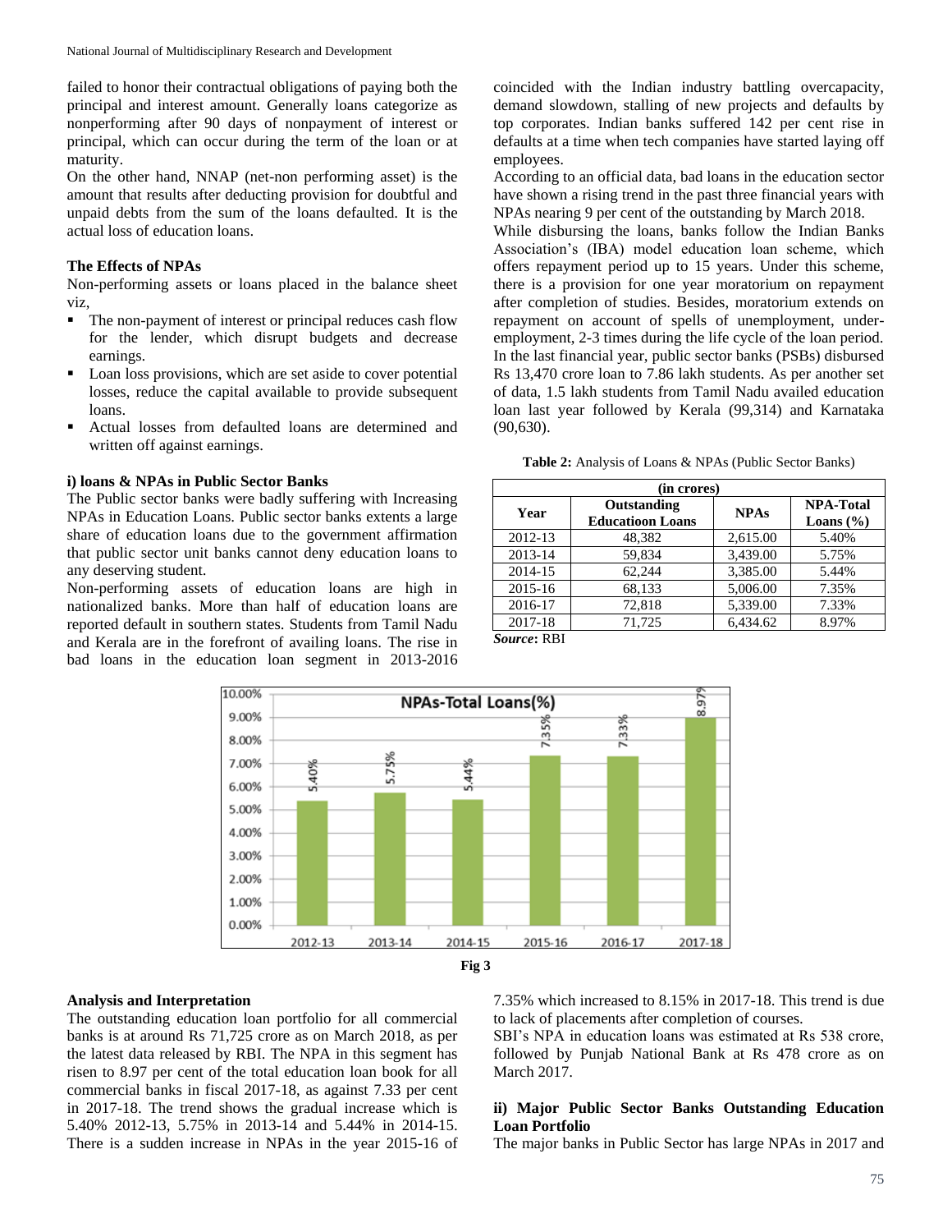failed to honor their contractual obligations of paying both the principal and interest amount. Generally loans categorize as nonperforming after 90 days of nonpayment of interest or principal, which can occur during the term of the loan or at maturity.

On the other hand, NNAP (net-non performing asset) is the amount that results after deducting provision for doubtful and unpaid debts from the sum of the loans defaulted. It is the actual loss of education loans.

### The Effects of NPAs

Non-performing assets or loans placed in the balance sheet viz,

- The non-payment of interest or principal reduces cash flow for the lender, which disrupt budgets and decrease earnings.
- Loan loss provisions, which are set aside to cover potential losses, reduce the capital available to provide subsequent loans.
- Actual losses from defaulted loans are determined and written off against earnings.

### i) loans & NPAs in Public Sector Banks

The Public sector banks were badly suffering with Increasing NPAs in Education Loans. Public sector banks extents a large share of education loans due to the government affirmation that public sector unit banks cannot deny education loans to any deserving student.

Non-performing assets of education loans are high in nationalized banks. More than half of education loans are reported default in southern states. Students from Tamil Nadu and Kerala are in the forefront of availing loans. The rise in bad loans in the education loan segment in 2013-2016 coincided with the Indian industry battling overcapacity, demand slowdown, stalling of new projects and defaults by top corporates. Indian banks suffered 142 per cent rise in defaults at a time when tech companies have started laying off employees.

According to an official data, bad loans in the education sector have shown a rising trend in the past three financial years with NPAs nearing 9 per cent of the outstanding by March 2018.

While disbursing the loans, banks follow the Indian Banks Association's (IBA) model education loan scheme, which offers repayment period up to 15 years. Under this scheme, there is a provision for one year moratorium on repayment after completion of studies. Besides, moratorium extends on repayment on account of spells of unemployment, under-employment, 2-3 times during the life cycle of the loan period. In the last financial year, public sector banks (PSBs) disbursed Rs 13,470 crore loan to 7.86 lakh students. As per another set of data, 1.5 lakh students from Tamil Nadu availed education loan last year followed by Kerala (99,314) and Karnataka (90,630).

**Table 2:** Analysis of Loans & NPAs (Public Sector Banks)

| (in crores) | | | |
|---|---|---|---|
| **Year** | **Outstanding Educatioon Loans** | **NPAs** | **NPA-Total Loans (%)** |
| 2012-13 | 48,382 | 2,615.00 | 5.40% |
| 2013-14 | 59,834 | 3,439.00 | 5.75% |
| 2014-15 | 62,244 | 3,385.00 | 5.44% |
| 2015-16 | 68,133 | 5,006.00 | 7.35% |
| 2016-17 | 72,818 | 5,339.00 | 7.33% |
| 2017-18 | 71,725 | 6,434.62 | 8.97% |

***Source*:** RBI

Fig 3

### Analysis and Interpretation

The outstanding education loan portfolio for all commercial banks is at around Rs 71,725 crore as on March 2018, as per the latest data released by RBI. The NPA in this segment has risen to 8.97 per cent of the total education loan book for all commercial banks in fiscal 2017-18, as against 7.33 per cent in 2017-18. The trend shows the gradual increase which is 5.40% 2012-13, 5.75% in 2013-14 and 5.44% in 2014-15. There is a sudden increase in NPAs in the year 2015-16 of 7.35% which increased to 8.15% in 2017-18. This trend is due to lack of placements after completion of courses.

SBI's NPA in education loans was estimated at Rs 538 crore, followed by Punjab National Bank at Rs 478 crore as on March 2017.

### ii) Major Public Sector Banks Outstanding Education Loan Portfolio

The major banks in Public Sector has large NPAs in 2017 and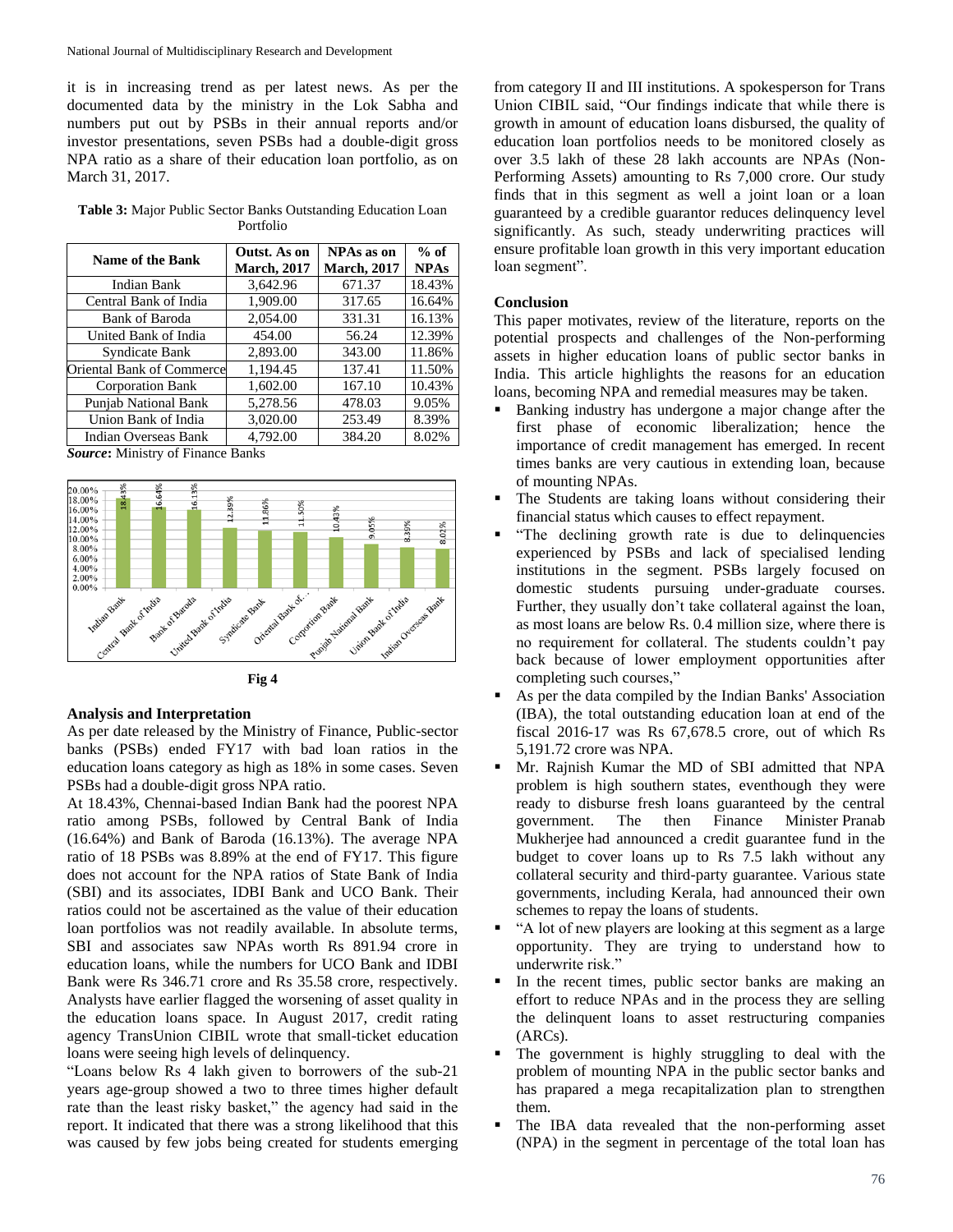it is in increasing trend as per latest news. As per the documented data by the ministry in the Lok Sabha and numbers put out by PSBs in their annual reports and/or investor presentations, seven PSBs had a double-digit gross NPA ratio as a share of their education loan portfolio, as on March 31, 2017.

**Table 3:** Major Public Sector Banks Outstanding Education Loan Portfolio

| Name of the Bank | Outst. As on March, 2017 | NPAs as on March, 2017 | % of NPAs |
|---|---|---|---|
| Indian Bank | 3,642.96 | 671.37 | 18.43% |
| Central Bank of India | 1,909.00 | 317.65 | 16.64% |
| Bank of Baroda | 2,054.00 | 331.31 | 16.13% |
| United Bank of India | 454.00 | 56.24 | 12.39% |
| Syndicate Bank | 2,893.00 | 343.00 | 11.86% |
| Oriental Bank of Commerce | 1,194.45 | 137.41 | 11.50% |
| Corporation Bank | 1,602.00 | 167.10 | 10.43% |
| Punjab National Bank | 5,278.56 | 478.03 | 9.05% |
| Union Bank of India | 3,020.00 | 253.49 | 8.39% |
| Indian Overseas Bank | 4,792.00 | 384.20 | 8.02% |

***Source*:** Ministry of Finance Banks

**Fig 4**

### Analysis and Interpretation

As per date released by the Ministry of Finance, Public-sector banks (PSBs) ended FY17 with bad loan ratios in the education loans category as high as 18% in some cases. Seven PSBs had a double-digit gross NPA ratio.

At 18.43%, Chennai-based Indian Bank had the poorest NPA ratio among PSBs, followed by Central Bank of India (16.64%) and Bank of Baroda (16.13%). The average NPA ratio of 18 PSBs was 8.89% at the end of FY17. This figure does not account for the NPA ratios of State Bank of India (SBI) and its associates, IDBI Bank and UCO Bank. Their ratios could not be ascertained as the value of their education loan portfolios was not readily available. In absolute terms, SBI and associates saw NPAs worth Rs 891.94 crore in education loans, while the numbers for UCO Bank and IDBI Bank were Rs 346.71 crore and Rs 35.58 crore, respectively. Analysts have earlier flagged the worsening of asset quality in the education loans space. In August 2017, credit rating agency TransUnion CIBIL wrote that small-ticket education loans were seeing high levels of delinquency.

"Loans below Rs 4 lakh given to borrowers of the sub-21 years age-group showed a two to three times higher default rate than the least risky basket," the agency had said in the report. It indicated that there was a strong likelihood that this was caused by few jobs being created for students emerging from category II and III institutions. A spokesperson for Trans Union CIBIL said, "Our findings indicate that while there is growth in amount of education loans disbursed, the quality of education loan portfolios needs to be monitored closely as over 3.5 lakh of these 28 lakh accounts are NPAs (Non-Performing Assets) amounting to Rs 7,000 crore. Our study finds that in this segment as well a joint loan or a loan guaranteed by a credible guarantor reduces delinquency level significantly. As such, steady underwriting practices will ensure profitable loan growth in this very important education loan segment".

### Conclusion

This paper motivates, review of the literature, reports on the potential prospects and challenges of the Non-performing assets in higher education loans of public sector banks in India. This article highlights the reasons for an education loans, becoming NPA and remedial measures may be taken.

- Banking industry has undergone a major change after the first phase of economic liberalization; hence the importance of credit management has emerged. In recent times banks are very cautious in extending loan, because of mounting NPAs.
- The Students are taking loans without considering their financial status which causes to effect repayment.
- "The declining growth rate is due to delinquencies experienced by PSBs and lack of specialised lending institutions in the segment. PSBs largely focused on domestic students pursuing under-graduate courses. Further, they usually don't take collateral against the loan, as most loans are below Rs. 0.4 million size, where there is no requirement for collateral. The students couldn't pay back because of lower employment opportunities after completing such courses,"
- As per the data compiled by the Indian Banks' Association (IBA), the total outstanding education loan at end of the fiscal 2016-17 was Rs 67,678.5 crore, out of which Rs 5,191.72 crore was NPA.
- Mr. Rajnish Kumar the MD of SBI admitted that NPA problem is high southern states, eventhough they were ready to disburse fresh loans guaranteed by the central government. The then Finance Minister Pranab Mukherjee had announced a credit guarantee fund in the budget to cover loans up to Rs 7.5 lakh without any collateral security and third-party guarantee. Various state governments, including Kerala, had announced their own schemes to repay the loans of students.
- "A lot of new players are looking at this segment as a large opportunity. They are trying to understand how to underwrite risk."
- In the recent times, public sector banks are making an effort to reduce NPAs and in the process they are selling the delinquent loans to asset restructuring companies (ARCs).
- The government is highly struggling to deal with the problem of mounting NPA in the public sector banks and has prapared a mega recapitalization plan to strengthen them.
- The IBA data revealed that the non-performing asset (NPA) in the segment in percentage of the total loan has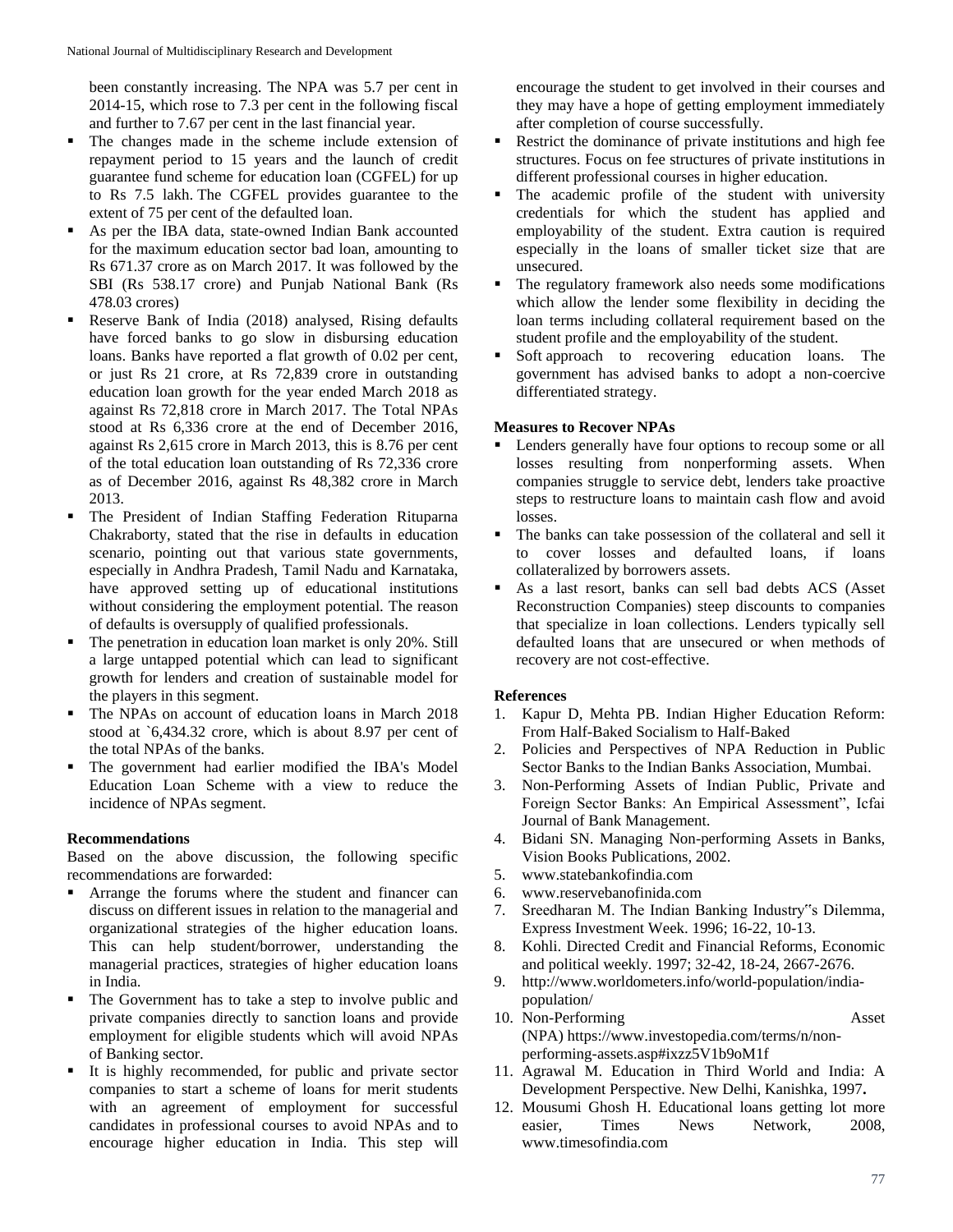been constantly increasing. The NPA was 5.7 per cent in 2014-15, which rose to 7.3 per cent in the following fiscal and further to 7.67 per cent in the last financial year.

- The changes made in the scheme include extension of repayment period to 15 years and the launch of credit guarantee fund scheme for education loan (CGFEL) for up to Rs 7.5 lakh. The CGFEL provides guarantee to the extent of 75 per cent of the defaulted loan.
- As per the IBA data, state-owned Indian Bank accounted for the maximum education sector bad loan, amounting to Rs 671.37 crore as on March 2017. It was followed by the SBI (Rs 538.17 crore) and Punjab National Bank (Rs 478.03 crores)
- Reserve Bank of India (2018) analysed, Rising defaults have forced banks to go slow in disbursing education loans. Banks have reported a flat growth of 0.02 per cent, or just Rs 21 crore, at Rs 72,839 crore in outstanding education loan growth for the year ended March 2018 as against Rs 72,818 crore in March 2017. The Total NPAs stood at Rs 6,336 crore at the end of December 2016, against Rs 2,615 crore in March 2013, this is 8.76 per cent of the total education loan outstanding of Rs 72,336 crore as of December 2016, against Rs 48,382 crore in March 2013.
- The President of Indian Staffing Federation Rituparna Chakraborty, stated that the rise in defaults in education scenario, pointing out that various state governments, especially in Andhra Pradesh, Tamil Nadu and Karnataka, have approved setting up of educational institutions without considering the employment potential. The reason of defaults is oversupply of qualified professionals.
- The penetration in education loan market is only 20%. Still a large untapped potential which can lead to significant growth for lenders and creation of sustainable model for the players in this segment.
- The NPAs on account of education loans in March 2018 stood at `6,434.32 crore, which is about 8.97 per cent of the total NPAs of the banks.
- The government had earlier modified the IBA's Model Education Loan Scheme with a view to reduce the incidence of NPAs segment.

**Recommendations**

Based on the above discussion, the following specific recommendations are forwarded:

- Arrange the forums where the student and financer can discuss on different issues in relation to the managerial and organizational strategies of the higher education loans. This can help student/borrower, understanding the managerial practices, strategies of higher education loans in India.
- The Government has to take a step to involve public and private companies directly to sanction loans and provide employment for eligible students which will avoid NPAs of Banking sector.
- It is highly recommended, for public and private sector companies to start a scheme of loans for merit students with an agreement of employment for successful candidates in professional courses to avoid NPAs and to encourage higher education in India. This step will encourage the student to get involved in their courses and they may have a hope of getting employment immediately after completion of course successfully.
- Restrict the dominance of private institutions and high fee structures. Focus on fee structures of private institutions in different professional courses in higher education.
- The academic profile of the student with university credentials for which the student has applied and employability of the student. Extra caution is required especially in the loans of smaller ticket size that are unsecured.
- The regulatory framework also needs some modifications which allow the lender some flexibility in deciding the loan terms including collateral requirement based on the student profile and the employability of the student.
- Soft approach to recovering education loans. The government has advised banks to adopt a non-coercive differentiated strategy.

**Measures to Recover NPAs**

- Lenders generally have four options to recoup some or all losses resulting from nonperforming assets. When companies struggle to service debt, lenders take proactive steps to restructure loans to maintain cash flow and avoid losses.
- The banks can take possession of the collateral and sell it to cover losses and defaulted loans, if loans collateralized by borrowers assets.
- As a last resort, banks can sell bad debts ACS (Asset Reconstruction Companies) steep discounts to companies that specialize in loan collections. Lenders typically sell defaulted loans that are unsecured or when methods of recovery are not cost-effective.

**References**

1. Kapur D, Mehta PB. Indian Higher Education Reform: From Half-Baked Socialism to Half-Baked
2. Policies and Perspectives of NPA Reduction in Public Sector Banks to the Indian Banks Association, Mumbai.
3. Non-Performing Assets of Indian Public, Private and Foreign Sector Banks: An Empirical Assessment", Icfai Journal of Bank Management.
4. Bidani SN. Managing Non-performing Assets in Banks, Vision Books Publications, 2002.
5. www.statebankofindia.com
6. www.reservebanofinida.com
7. Sreedharan M. The Indian Banking Industry"s Dilemma, Express Investment Week. 1996; 16-22, 10-13.
8. Kohli. Directed Credit and Financial Reforms, Economic and political weekly. 1997; 32-42, 18-24, 2667-2676.
9. http://www.worldometers.info/world-population/india-population/
10. Non-Performing Asset (NPA) https://www.investopedia.com/terms/n/non-performing-assets.asp#ixzz5V1b9oM1f
11. Agrawal M. Education in Third World and India: A Development Perspective. New Delhi, Kanishka, 1997**.**
12. Mousumi Ghosh H. Educational loans getting lot more easier, Times News Network, 2008, www.timesofindia.com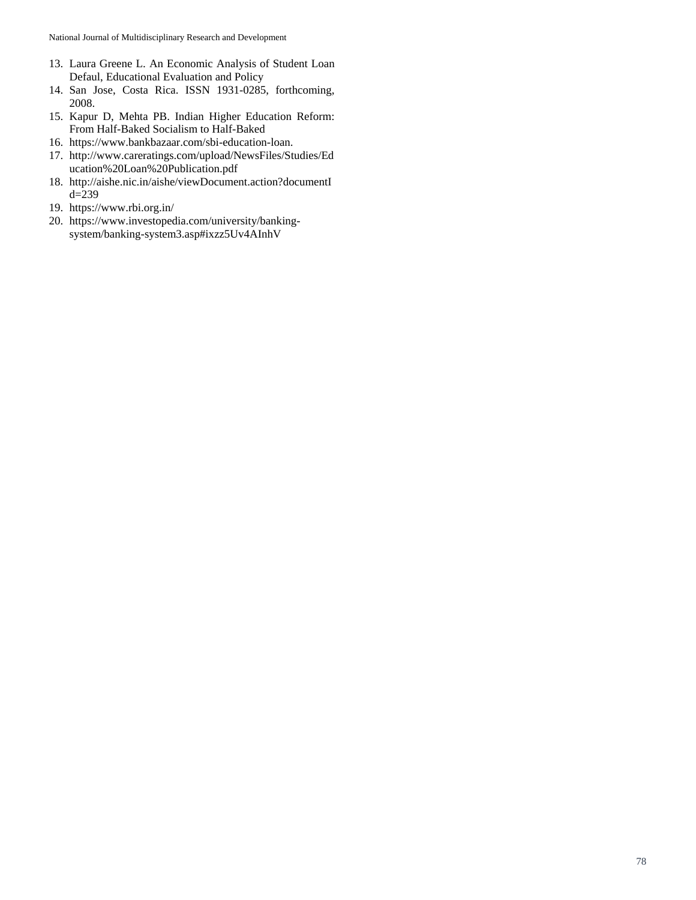13. Laura Greene L. An Economic Analysis of Student Loan Defaul, Educational Evaluation and Policy
14. San Jose, Costa Rica. ISSN 1931-0285, forthcoming, 2008.
15. Kapur D, Mehta PB. Indian Higher Education Reform: From Half-Baked Socialism to Half-Baked
16. https://www.bankbazaar.com/sbi-education-loan.
17. http://www.careratings.com/upload/NewsFiles/Studies/Education%20Loan%20Publication.pdf
18. http://aishe.nic.in/aishe/viewDocument.action?documentId=239
19. https://www.rbi.org.in/
20. https://www.investopedia.com/university/banking-system/banking-system3.asp#ixzz5Uv4AInhV